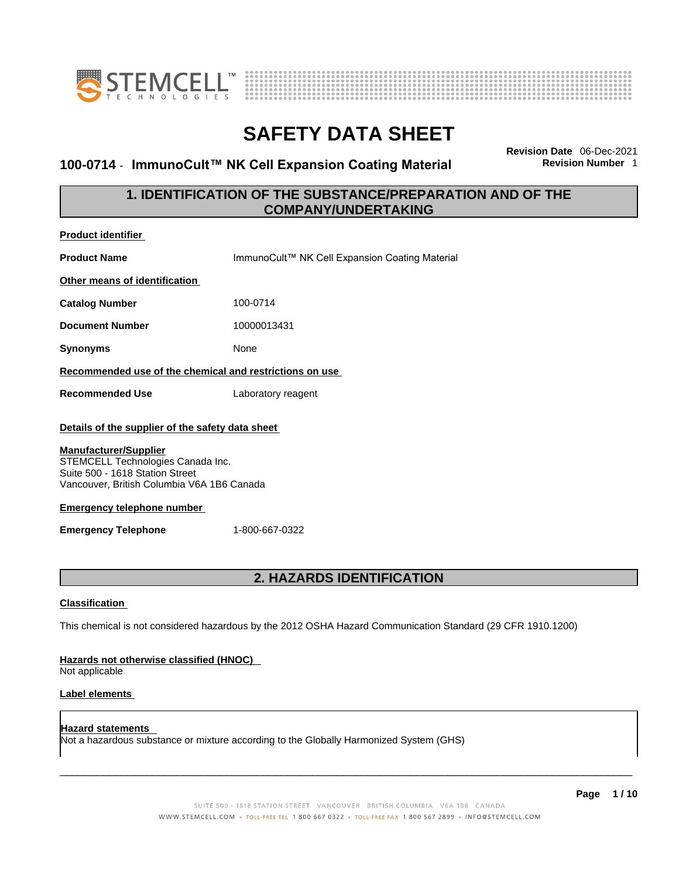# SAFETY DATA SHEET

**100-0714 - ImmunoCult™ NK Cell Expansion Coating Material**

**Revision Date** 06-Dec-2021
**Revision Number** 1

## 1. IDENTIFICATION OF THE SUBSTANCE/PREPARATION AND OF THE COMPANY/UNDERTAKING

**Product identifier**

| | |
|---|---|
| **Product Name** | ImmunoCult™ NK Cell Expansion Coating Material |

**Other means of identification**

| | |
|---|---|
| **Catalog Number** | 100-0714 |
| **Document Number** | 10000013431 |
| **Synonyms** | None |

**Recommended use of the chemical and restrictions on use**

| | |
|---|---|
| **Recommended Use** | Laboratory reagent |

**Details of the supplier of the safety data sheet**

**Manufacturer/Supplier**
STEMCELL Technologies Canada Inc.
Suite 500 - 1618 Station Street
Vancouver, British Columbia V6A 1B6 Canada

**Emergency telephone number**

| | |
|---|---|
| **Emergency Telephone** | 1-800-667-0322 |

## 2. HAZARDS IDENTIFICATION

**Classification**

This chemical is not considered hazardous by the 2012 OSHA Hazard Communication Standard (29 CFR 1910.1200)

**Hazards not otherwise classified (HNOC)**
Not applicable

**Label elements**

**Hazard statements**
Not a hazardous substance or mixture according to the Globally Harmonized System (GHS)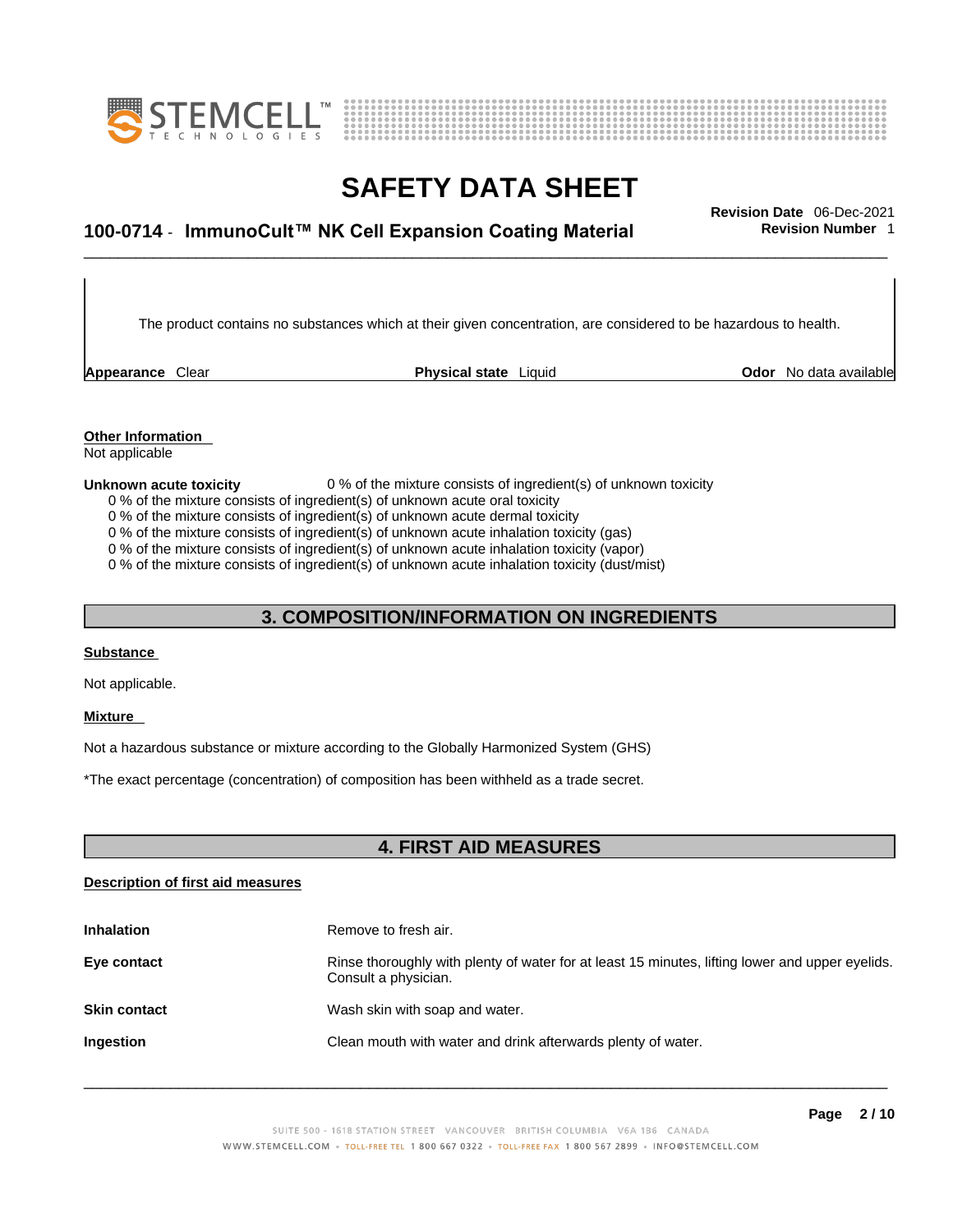The product contains no substances which at their given concentration, are considered to be hazardous to health.

**Appearance** Clear **Physical state** Liquid **Odor** No data available

**Other Information**

Not applicable

**Unknown acute toxicity** 0 % of the mixture consists of ingredient(s) of unknown toxicity

0 % of the mixture consists of ingredient(s) of unknown acute oral toxicity
0 % of the mixture consists of ingredient(s) of unknown acute dermal toxicity
0 % of the mixture consists of ingredient(s) of unknown acute inhalation toxicity (gas)
0 % of the mixture consists of ingredient(s) of unknown acute inhalation toxicity (vapor)
0 % of the mixture consists of ingredient(s) of unknown acute inhalation toxicity (dust/mist)

## 3. COMPOSITION/INFORMATION ON INGREDIENTS

**Substance**

Not applicable.

**Mixture**

Not a hazardous substance or mixture according to the Globally Harmonized System (GHS)

*The exact percentage (concentration) of composition has been withheld as a trade secret.

## 4. FIRST AID MEASURES

**Description of first aid measures**

| | |
|---|---|
| **Inhalation** | Remove to fresh air. |
| **Eye contact** | Rinse thoroughly with plenty of water for at least 15 minutes, lifting lower and upper eyelids. Consult a physician. |
| **Skin contact** | Wash skin with soap and water. |
| **Ingestion** | Clean mouth with water and drink afterwards plenty of water. |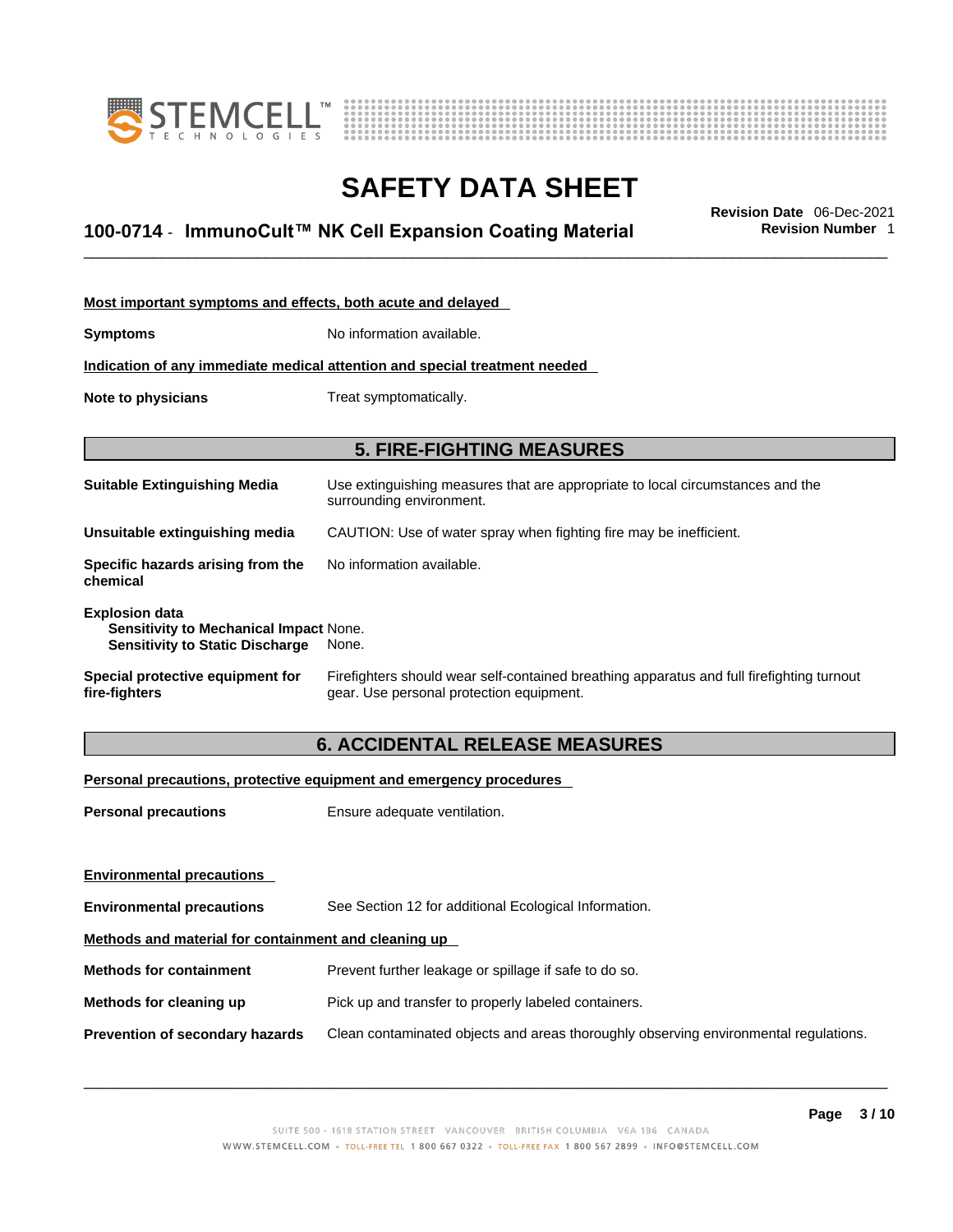**Most important symptoms and effects, both acute and delayed**

**Symptoms** No information available.

**Indication of any immediate medical attention and special treatment needed**

**Note to physicians** Treat symptomatically.

## 5. FIRE-FIGHTING MEASURES

**Suitable Extinguishing Media** Use extinguishing measures that are appropriate to local circumstances and the surrounding environment.

**Unsuitable extinguishing media** CAUTION: Use of water spray when fighting fire may be inefficient.

**Specific hazards arising from the chemical** No information available.

**Explosion data**
**Sensitivity to Mechanical Impact** None.
**Sensitivity to Static Discharge** None.

**Special protective equipment for fire-fighters** Firefighters should wear self-contained breathing apparatus and full firefighting turnout gear. Use personal protection equipment.

## 6. ACCIDENTAL RELEASE MEASURES

**Personal precautions, protective equipment and emergency procedures**

**Personal precautions** Ensure adequate ventilation.

**Environmental precautions**

**Environmental precautions** See Section 12 for additional Ecological Information.

**Methods and material for containment and cleaning up**

**Methods for containment** Prevent further leakage or spillage if safe to do so.

**Methods for cleaning up** Pick up and transfer to properly labeled containers.

**Prevention of secondary hazards** Clean contaminated objects and areas thoroughly observing environmental regulations.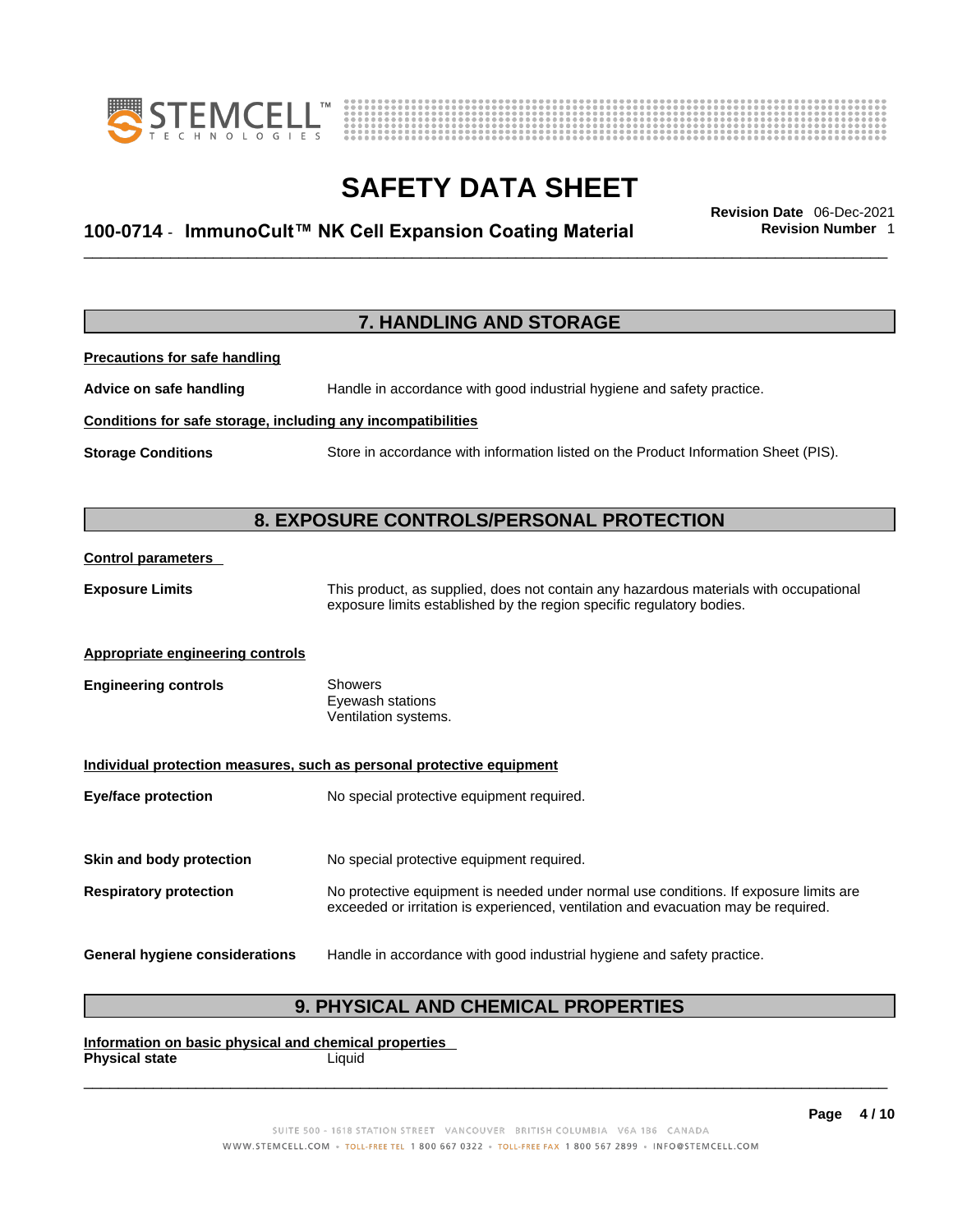## 7. HANDLING AND STORAGE

**Precautions for safe handling**

**Advice on safe handling** Handle in accordance with good industrial hygiene and safety practice.

**Conditions for safe storage, including any incompatibilities**

**Storage Conditions** Store in accordance with information listed on the Product Information Sheet (PIS).

## 8. EXPOSURE CONTROLS/PERSONAL PROTECTION

**Control parameters**

**Exposure Limits** This product, as supplied, does not contain any hazardous materials with occupational exposure limits established by the region specific regulatory bodies.

**Appropriate engineering controls**

**Engineering controls** Showers
Eyewash stations
Ventilation systems.

**Individual protection measures, such as personal protective equipment**

**Eye/face protection** No special protective equipment required.

**Skin and body protection** No special protective equipment required.

**Respiratory protection** No protective equipment is needed under normal use conditions. If exposure limits are exceeded or irritation is experienced, ventilation and evacuation may be required.

**General hygiene considerations** Handle in accordance with good industrial hygiene and safety practice.

## 9. PHYSICAL AND CHEMICAL PROPERTIES

**Information on basic physical and chemical properties**

**Physical state** Liquid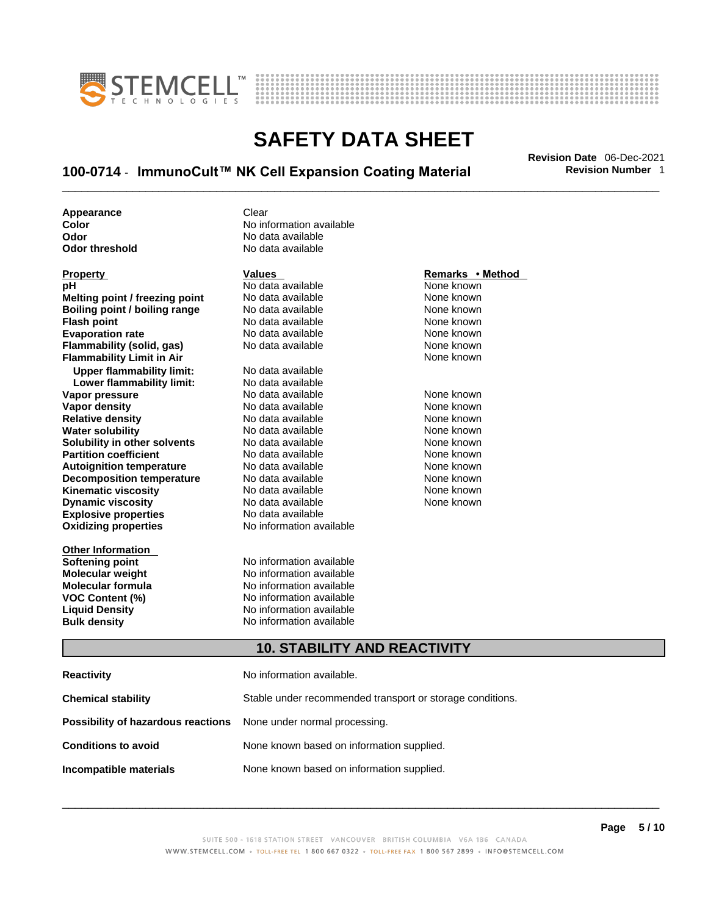| | |
|---|---|
| **Appearance** | Clear |
| **Color** | No information available |
| **Odor** | No data available |
| **Odor threshold** | No data available |

| **Property** | **Values** | **Remarks • Method** |
|---|---|---|
| **pH** | No data available | None known |
| **Melting point / freezing point** | No data available | None known |
| **Boiling point / boiling range** | No data available | None known |
| **Flash point** | No data available | None known |
| **Evaporation rate** | No data available | None known |
| **Flammability (solid, gas)** | No data available | None known |
| **Flammability Limit in Air** | | None known |
| **Upper flammability limit:** | No data available | |
| **Lower flammability limit:** | No data available | |
| **Vapor pressure** | No data available | None known |
| **Vapor density** | No data available | None known |
| **Relative density** | No data available | None known |
| **Water solubility** | No data available | None known |
| **Solubility in other solvents** | No data available | None known |
| **Partition coefficient** | No data available | None known |
| **Autoignition temperature** | No data available | None known |
| **Decomposition temperature** | No data available | None known |
| **Kinematic viscosity** | No data available | None known |
| **Dynamic viscosity** | No data available | None known |
| **Explosive properties** | No data available | |
| **Oxidizing properties** | No information available | |

| **Other Information** | |
|---|---|
| **Softening point** | No information available |
| **Molecular weight** | No information available |
| **Molecular formula** | No information available |
| **VOC Content (%)** | No information available |
| **Liquid Density** | No information available |
| **Bulk density** | No information available |

## 10. STABILITY AND REACTIVITY

| | |
|---|---|
| **Reactivity** | No information available. |
| **Chemical stability** | Stable under recommended transport or storage conditions. |
| **Possibility of hazardous reactions** | None under normal processing. |
| **Conditions to avoid** | None known based on information supplied. |
| **Incompatible materials** | None known based on information supplied. |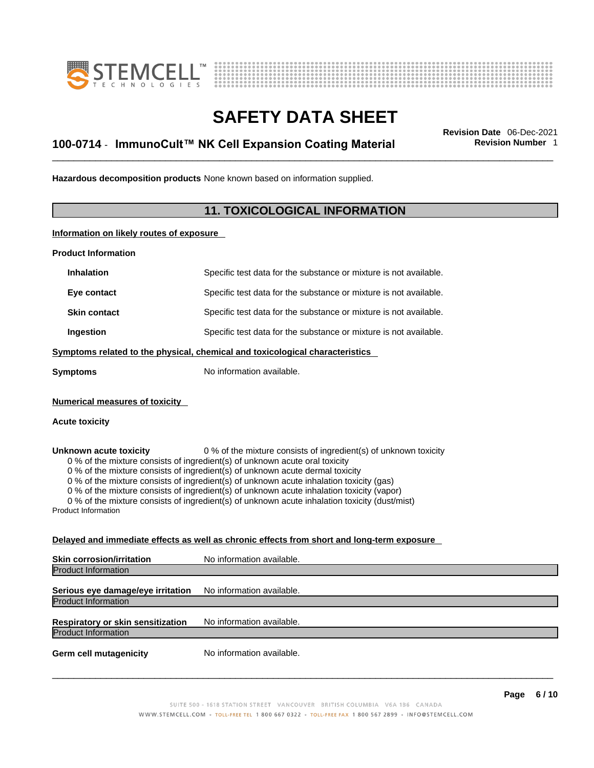**Hazardous decomposition products** None known based on information supplied.

## 11. TOXICOLOGICAL INFORMATION

**Information on likely routes of exposure**

**Product Information**

| | |
|---|---|
| **Inhalation** | Specific test data for the substance or mixture is not available. |
| **Eye contact** | Specific test data for the substance or mixture is not available. |
| **Skin contact** | Specific test data for the substance or mixture is not available. |
| **Ingestion** | Specific test data for the substance or mixture is not available. |

**Symptoms related to the physical, chemical and toxicological characteristics**

**Symptoms** No information available.

**Numerical measures of toxicity**

**Acute toxicity**

**Unknown acute toxicity** 0 % of the mixture consists of ingredient(s) of unknown toxicity

0 % of the mixture consists of ingredient(s) of unknown acute oral toxicity
0 % of the mixture consists of ingredient(s) of unknown acute dermal toxicity
0 % of the mixture consists of ingredient(s) of unknown acute inhalation toxicity (gas)
0 % of the mixture consists of ingredient(s) of unknown acute inhalation toxicity (vapor)
0 % of the mixture consists of ingredient(s) of unknown acute inhalation toxicity (dust/mist)

Product Information

**Delayed and immediate effects as well as chronic effects from short and long-term exposure**

**Skin corrosion/irritation** No information available.

Product Information

**Serious eye damage/eye irritation** No information available.

Product Information

**Respiratory or skin sensitization** No information available.

Product Information

**Germ cell mutagenicity** No information available.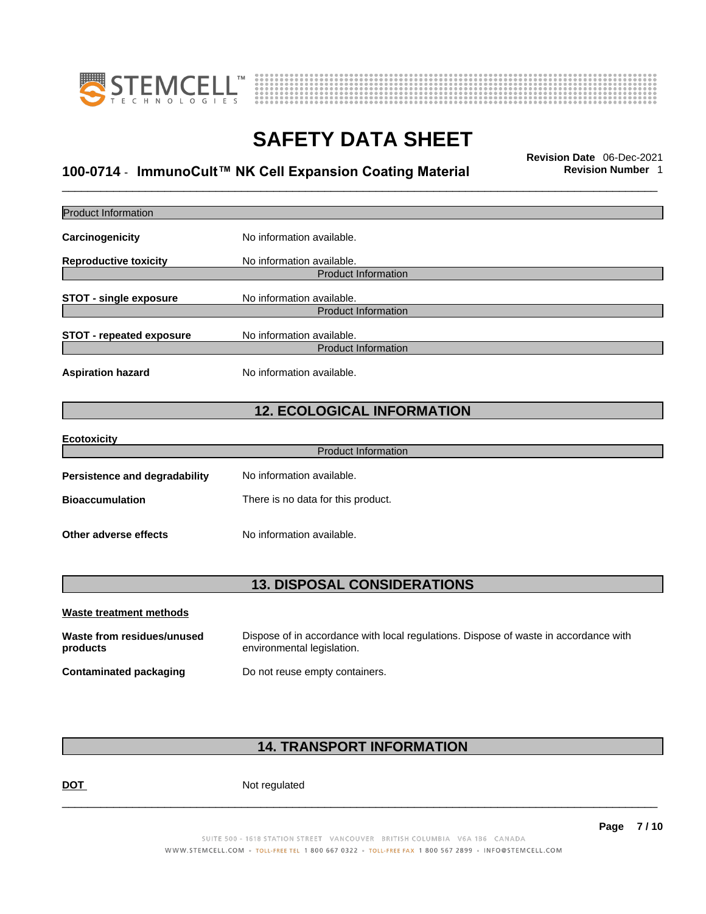Product Information

**Carcinogenicity** No information available.

**Reproductive toxicity** No information available.

Product Information

**STOT - single exposure** No information available.

Product Information

**STOT - repeated exposure** No information available.

Product Information

**Aspiration hazard** No information available.

## 12. ECOLOGICAL INFORMATION

**Ecotoxicity**

Product Information

**Persistence and degradability** No information available.

**Bioaccumulation** There is no data for this product.

**Other adverse effects** No information available.

## 13. DISPOSAL CONSIDERATIONS

**Waste treatment methods**

**Waste from residues/unused products** Dispose of in accordance with local regulations. Dispose of waste in accordance with environmental legislation.

**Contaminated packaging** Do not reuse empty containers.

## 14. TRANSPORT INFORMATION

**DOT** Not regulated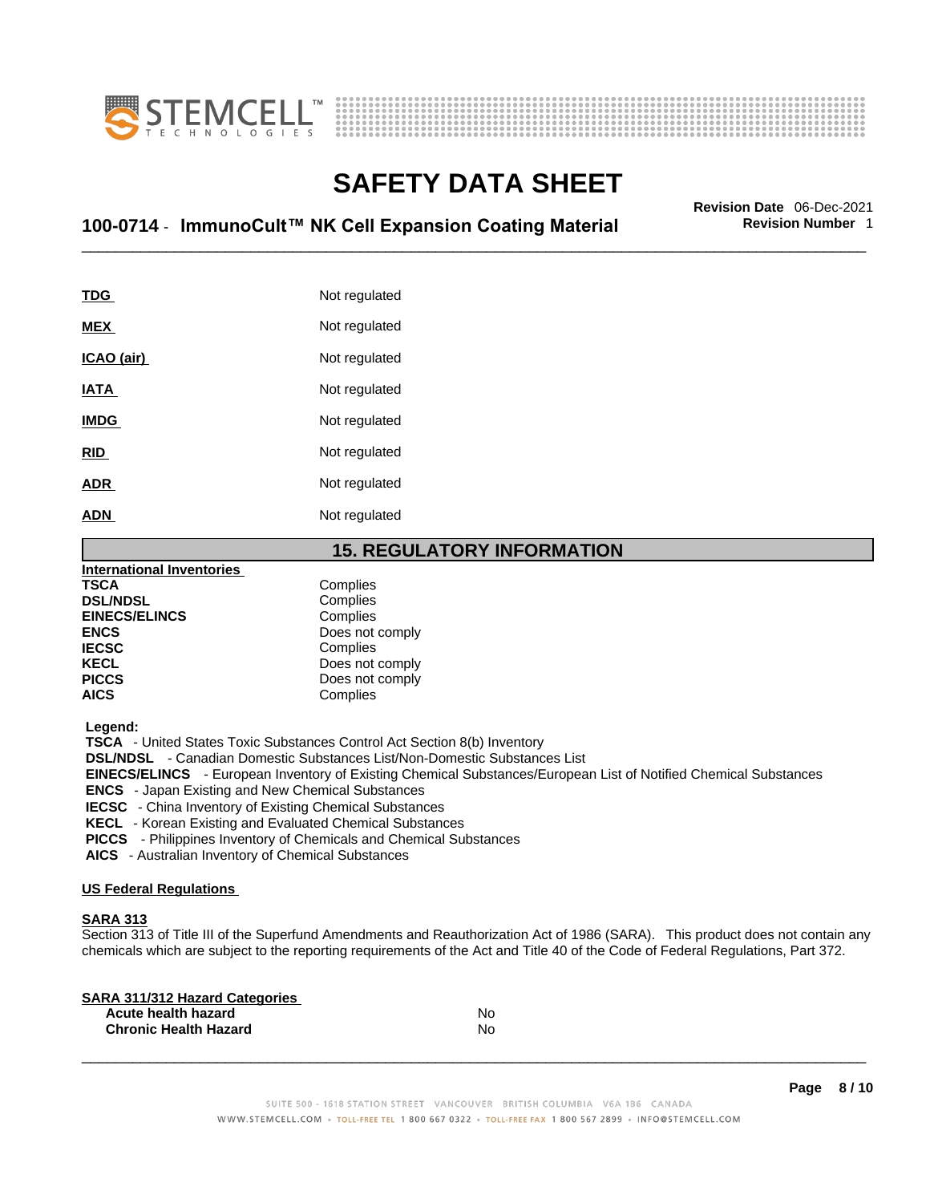| | |
|---|---|
| **TDG** | Not regulated |
| **MEX** | Not regulated |
| **ICAO (air)** | Not regulated |
| **IATA** | Not regulated |
| **IMDG** | Not regulated |
| **RID** | Not regulated |
| **ADR** | Not regulated |
| **ADN** | Not regulated |

## 15. REGULATORY INFORMATION

**International Inventories**

| | |
|---|---|
| **TSCA** | Complies |
| **DSL/NDSL** | Complies |
| **EINECS/ELINCS** | Complies |
| **ENCS** | Does not comply |
| **IECSC** | Complies |
| **KECL** | Does not comply |
| **PICCS** | Does not comply |
| **AICS** | Complies |

**Legend:**

**TSCA** - United States Toxic Substances Control Act Section 8(b) Inventory
**DSL/NDSL** - Canadian Domestic Substances List/Non-Domestic Substances List
**EINECS/ELINCS** - European Inventory of Existing Chemical Substances/European List of Notified Chemical Substances
**ENCS** - Japan Existing and New Chemical Substances
**IECSC** - China Inventory of Existing Chemical Substances
**KECL** - Korean Existing and Evaluated Chemical Substances
**PICCS** - Philippines Inventory of Chemicals and Chemical Substances
**AICS** - Australian Inventory of Chemical Substances

**US Federal Regulations**

**SARA 313**

Section 313 of Title III of the Superfund Amendments and Reauthorization Act of 1986 (SARA). This product does not contain any chemicals which are subject to the reporting requirements of the Act and Title 40 of the Code of Federal Regulations, Part 372.

**SARA 311/312 Hazard Categories**

| | |
|---|---|
| **Acute health hazard** | No |
| **Chronic Health Hazard** | No |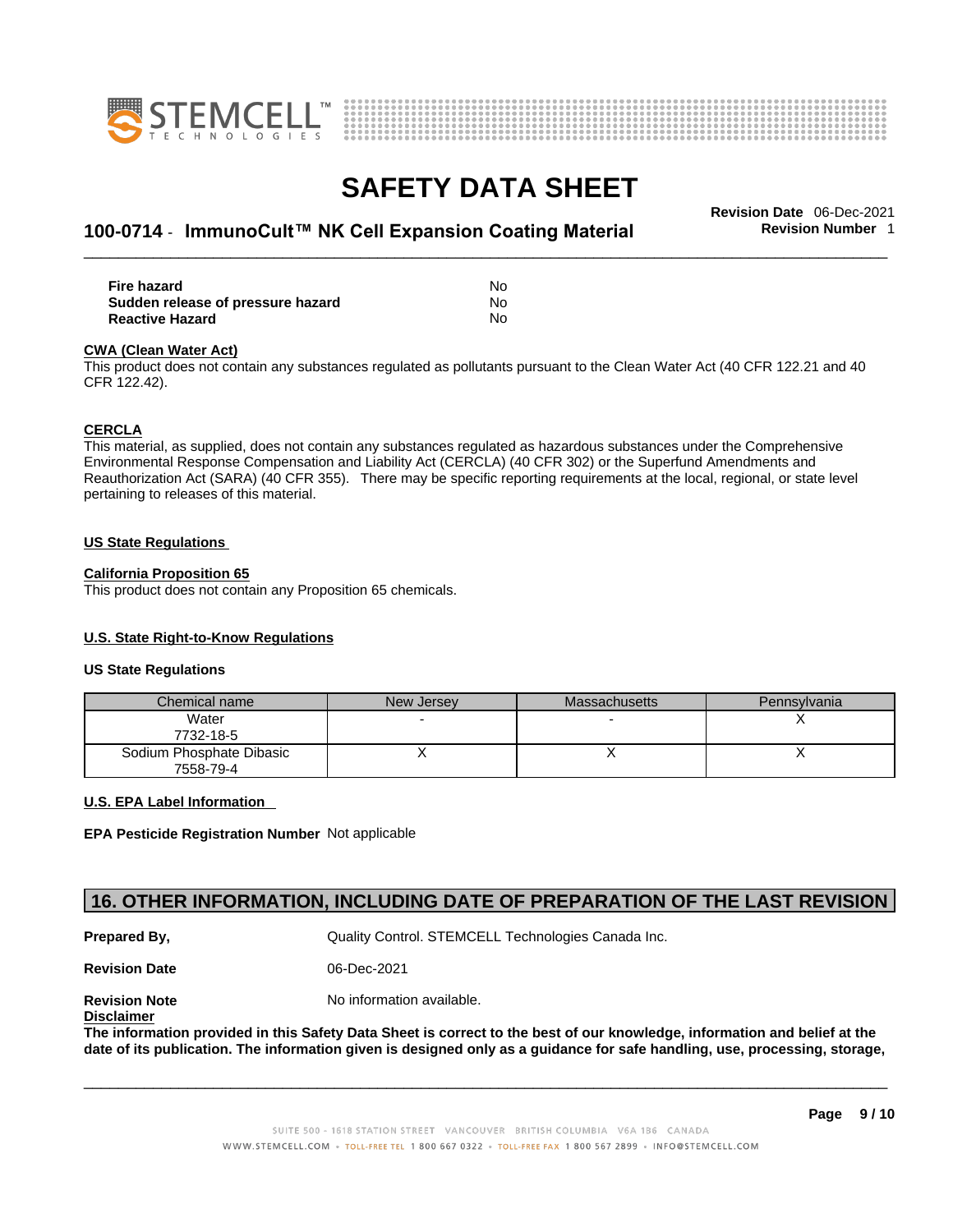| | |
|---|---|
| **Fire hazard** | No |
| **Sudden release of pressure hazard** | No |
| **Reactive Hazard** | No |

**CWA (Clean Water Act)**

This product does not contain any substances regulated as pollutants pursuant to the Clean Water Act (40 CFR 122.21 and 40 CFR 122.42).

**CERCLA**

This material, as supplied, does not contain any substances regulated as hazardous substances under the Comprehensive Environmental Response Compensation and Liability Act (CERCLA) (40 CFR 302) or the Superfund Amendments and Reauthorization Act (SARA) (40 CFR 355). There may be specific reporting requirements at the local, regional, or state level pertaining to releases of this material.

**US State Regulations**

**California Proposition 65**

This product does not contain any Proposition 65 chemicals.

**U.S. State Right-to-Know Regulations**

**US State Regulations**

| Chemical name | New Jersey | Massachusetts | Pennsylvania |
|---|---|---|---|
| Water 7732-18-5 | - | - | X |
| Sodium Phosphate Dibasic 7558-79-4 | X | X | X |

**U.S. EPA Label Information**

**EPA Pesticide Registration Number** Not applicable

## 16. OTHER INFORMATION, INCLUDING DATE OF PREPARATION OF THE LAST REVISION

**Prepared By,** Quality Control. STEMCELL Technologies Canada Inc.

**Revision Date** 06-Dec-2021

**Revision Note** No information available.

**Disclaimer**

**The information provided in this Safety Data Sheet is correct to the best of our knowledge, information and belief at the date of its publication. The information given is designed only as a guidance for safe handling, use, processing, storage,**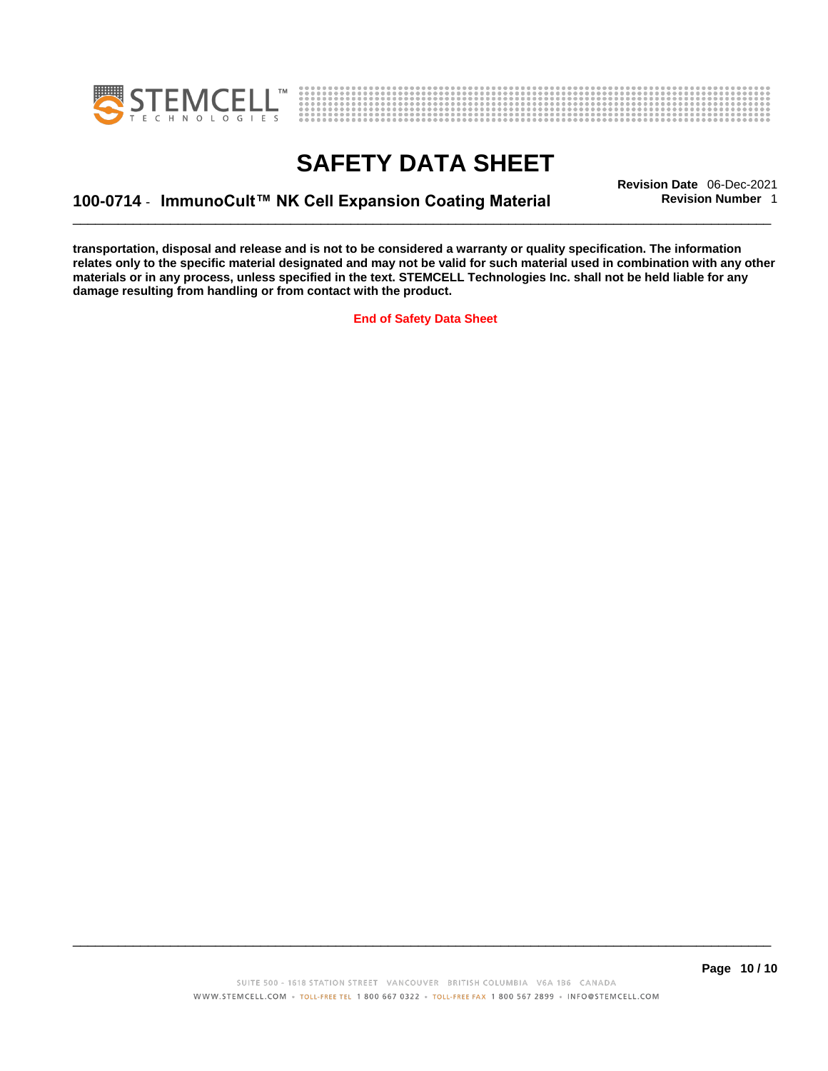**transportation, disposal and release and is not to be considered a warranty or quality specification. The information relates only to the specific material designated and may not be valid for such material used in combination with any other materials or in any process, unless specified in the text. STEMCELL Technologies Inc. shall not be held liable for any damage resulting from handling or from contact with the product.**

**End of Safety Data Sheet**